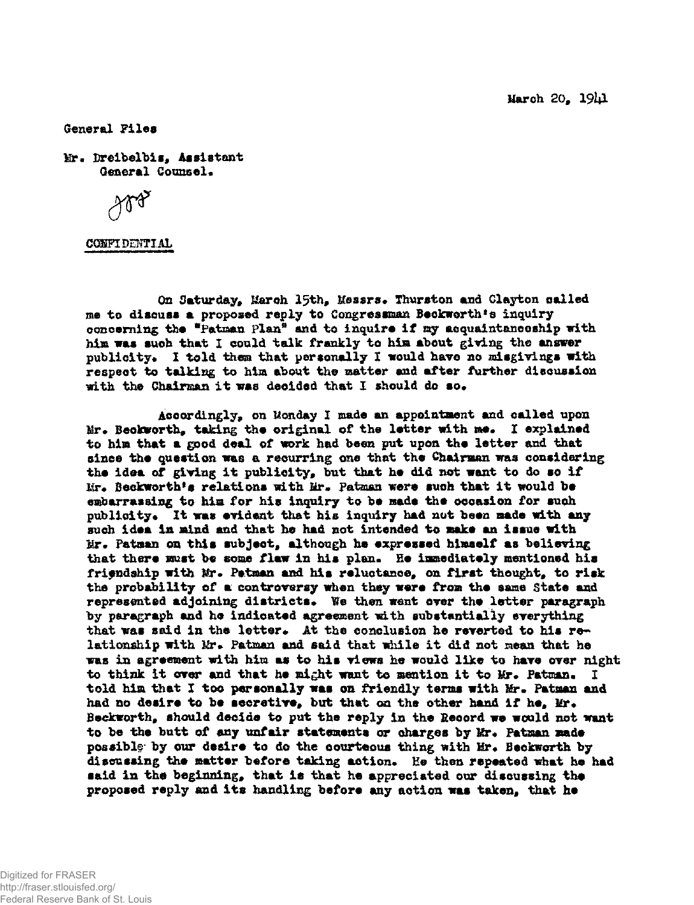March 20, 1941

General Files

Mr. Dreibelbis, Assistant
General Counsel.

JPD

CONFIDENTIAL

On Saturday, March 15th, Messrs. Thurston and Clayton called me to discuss a proposed reply to Congressman Beckworth's inquiry concerning the "Patman Plan" and to inquire if my acquaintanceship with him was such that I could talk frankly to him about giving the answer publicity. I told them that personally I would have no misgivings with respect to talking to him about the matter and after further discussion with the Chairman it was decided that I should do so.

Accordingly, on Monday I made an appointment and called upon Mr. Beckworth, taking the original of the letter with me. I explained to him that a good deal of work had been put upon the letter and that since the question was a recurring one that the Chairman was considering the idea of giving it publicity, but that he did not want to do so if Mr. Beckworth's relations with Mr. Patman were such that it would be embarrassing to him for his inquiry to be made the occasion for such publicity. It was evident that his inquiry had not been made with any such idea in mind and that he had not intended to make an issue with Mr. Patman on this subject, although he expressed himself as believing that there must be some flaw in his plan. He immediately mentioned his friendship with Mr. Patman and his reluctance, on first thought, to risk the probability of a controversy when they were from the same State and represented adjoining districts. We then went over the letter paragraph by paragraph and he indicated agreement with substantially everything that was said in the letter. At the conclusion he reverted to his relationship with Mr. Patman and said that while it did not mean that he was in agreement with him as to his views he would like to have over night to think it over and that he might want to mention it to Mr. Patman. I told him that I too personally was on friendly terms with Mr. Patman and had no desire to be secretive, but that on the other hand if he, Mr. Beckworth, should decide to put the reply in the Record we would not want to be the butt of any unfair statements or charges by Mr. Patman made possible by our desire to do the courteous thing with Mr. Beckworth by discussing the matter before taking action. He then repeated what he had said in the beginning, that is that he appreciated our discussing the proposed reply and its handling before any action was taken, that he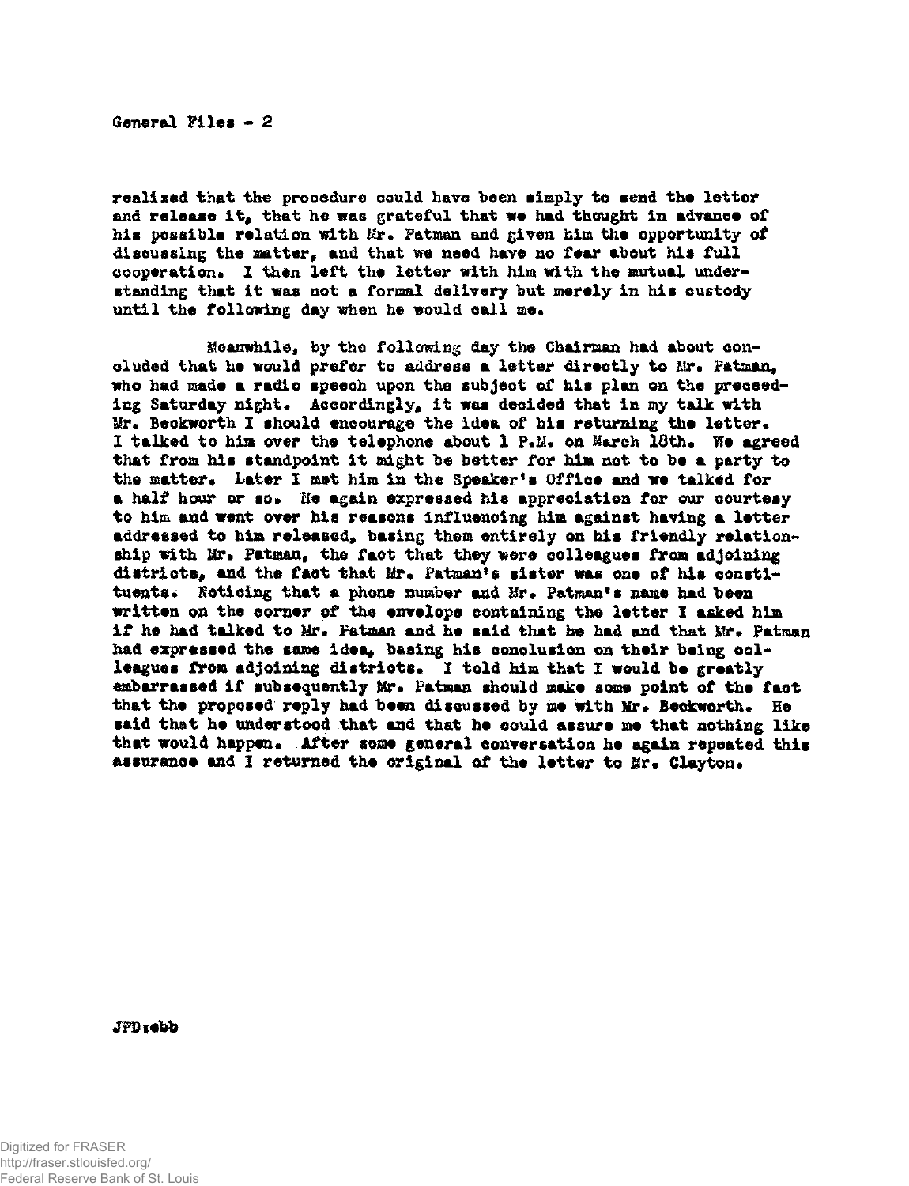realized that the procedure could have been simply to send the letter and release it, that he was grateful that we had thought in advance of his possible relation with Mr. Patman and given him the opportunity of discussing the matter, and that we need have no fear about his full cooperation. I then left the letter with him with the mutual understanding that it was not a formal delivery but merely in his custody until the following day when he would call me.

Meanwhile, by the following day the Chairman had about concluded that he would prefer to address a letter directly to Mr. Patman, who had made a radio speech upon the subject of his plan on the preceding Saturday night. Accordingly, it was decided that in my talk with Mr. Beckworth I should encourage the idea of his returning the letter. I talked to him over the telephone about 1 P.M. on March 18th. We agreed that from his standpoint it might be better for him not to be a party to the matter. Later I met him in the Speaker's Office and we talked for a half hour or so. He again expressed his appreciation for our courtesy to him and went over his reasons influencing him against having a letter addressed to him released, basing them entirely on his friendly relationship with Mr. Patman, the fact that they were colleagues from adjoining districts, and the fact that Mr. Patman's sister was one of his constituents. Noticing that a phone number and Mr. Patman's name had been written on the corner of the envelope containing the letter I asked him if he had talked to Mr. Patman and he said that he had and that Mr. Patman had expressed the same idea, basing his conclusion on their being colleagues from adjoining districts. I told him that I would be greatly embarrassed if subsequently Mr. Patman should make some point of the fact that the proposed reply had been discussed by me with Mr. Beckworth. He said that he understood that and that he could assure me that nothing like that would happen. After some general conversation he again repeated this assurance and I returned the original of the letter to Mr. Clayton.

JFD:ebb